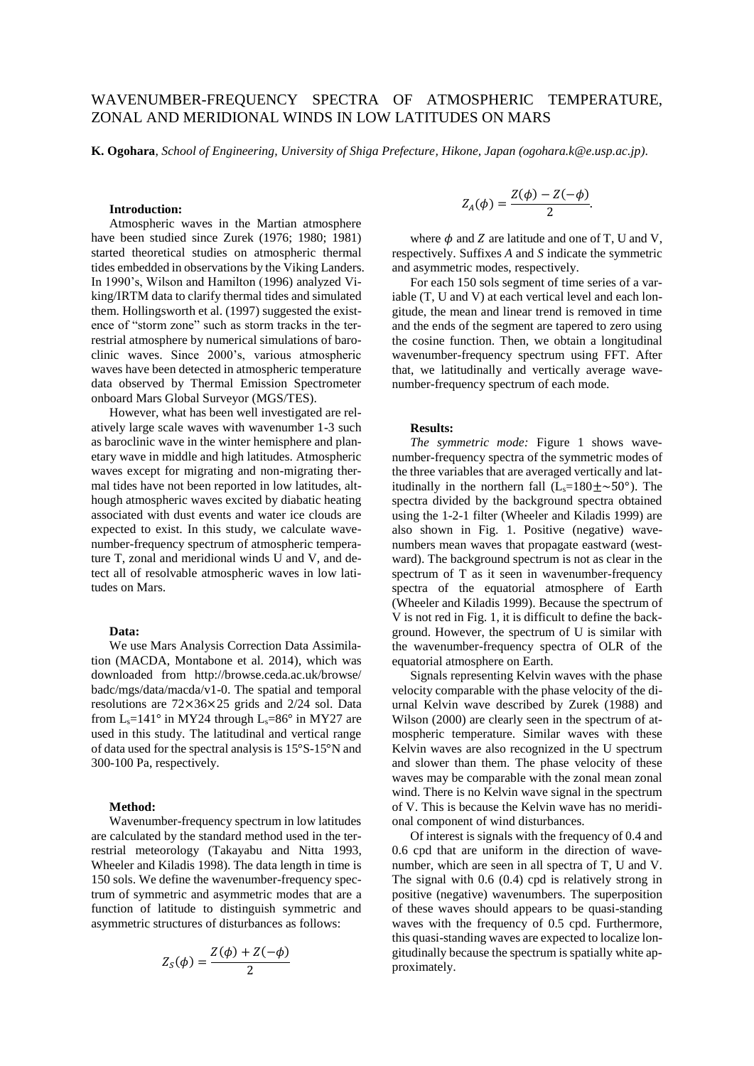# WAVENUMBER-FREQUENCY SPECTRA OF ATMOSPHERIC TEMPERATURE, ZONAL AND MERIDIONAL WINDS IN LOW LATITUDES ON MARS

**K. Ogohara**, *School of Engineering, University of Shiga Prefecture, Hikone, Japan (ogohara.k@e.usp.ac.jp).*

**Introduction:**

Atmospheric waves in the Martian atmosphere have been studied since Zurek (1976; 1980; 1981) started theoretical studies on atmospheric thermal tides embedded in observations by the Viking Landers. In 1990's, Wilson and Hamilton (1996) analyzed Viking/IRTM data to clarify thermal tides and simulated them. Hollingsworth et al. (1997) suggested the existence of "storm zone" such as storm tracks in the terrestrial atmosphere by numerical simulations of baroclinic waves. Since 2000's, various atmospheric waves have been detected in atmospheric temperature data observed by Thermal Emission Spectrometer onboard Mars Global Surveyor (MGS/TES).

However, what has been well investigated are relatively large scale waves with wavenumber 1-3 such as baroclinic wave in the winter hemisphere and planetary wave in middle and high latitudes. Atmospheric waves except for migrating and non-migrating thermal tides have not been reported in low latitudes, although atmospheric waves excited by diabatic heating associated with dust events and water ice clouds are expected to exist. In this study, we calculate wavenumber-frequency spectrum of atmospheric temperature T, zonal and meridional winds U and V, and detect all of resolvable atmospheric waves in low latitudes on Mars.

**Data:**

We use Mars Analysis Correction Data Assimilation (MACDA, Montabone et al. 2014), which was downloaded from http://browse.ceda.ac.uk/browse/badc/mgs/data/macda/v1-0. The spatial and temporal resolutions are $72\times36\times25$ grids and 2/24 sol. Data from $L_s$=141° in MY24 through $L_s$=86° in MY27 are used in this study. The latitudinal and vertical range of data used for the spectral analysis is 15°S-15°N and 300-100 Pa, respectively.

**Method:**

Wavenumber-frequency spectrum in low latitudes are calculated by the standard method used in the terrestrial meteorology (Takayabu and Nitta 1993, Wheeler and Kiladis 1998). The data length in time is 150 sols. We define the wavenumber-frequency spectrum of symmetric and asymmetric modes that are a function of latitude to distinguish symmetric and asymmetric structures of disturbances as follows:

$$Z_S(\phi) = \frac{Z(\phi) + Z(-\phi)}{2}$$

$$Z_A(\phi) = \frac{Z(\phi) - Z(-\phi)}{2}.$$

where $\phi$ and $Z$ are latitude and one of T, U and V, respectively. Suffixes *A* and *S* indicate the symmetric and asymmetric modes, respectively.

For each 150 sols segment of time series of a variable (T, U and V) at each vertical level and each longitude, the mean and linear trend is removed in time and the ends of the segment are tapered to zero using the cosine function. Then, we obtain a longitudinal wavenumber-frequency spectrum using FFT. After that, we latitudinally and vertically average wavenumber-frequency spectrum of each mode.

**Results:**

*The symmetric mode:* Figure 1 shows wavenumber-frequency spectra of the symmetric modes of the three variables that are averaged vertically and latitudinally in the northern fall ($L_s$=180±~50°). The spectra divided by the background spectra obtained using the 1-2-1 filter (Wheeler and Kiladis 1999) are also shown in Fig. 1. Positive (negative) wavenumbers mean waves that propagate eastward (westward). The background spectrum is not as clear in the spectrum of T as it seen in wavenumber-frequency spectra of the equatorial atmosphere of Earth (Wheeler and Kiladis 1999). Because the spectrum of V is not red in Fig. 1, it is difficult to define the background. However, the spectrum of U is similar with the wavenumber-frequency spectra of OLR of the equatorial atmosphere on Earth.

Signals representing Kelvin waves with the phase velocity comparable with the phase velocity of the diurnal Kelvin wave described by Zurek (1988) and Wilson (2000) are clearly seen in the spectrum of atmospheric temperature. Similar waves with these Kelvin waves are also recognized in the U spectrum and slower than them. The phase velocity of these waves may be comparable with the zonal mean zonal wind. There is no Kelvin wave signal in the spectrum of V. This is because the Kelvin wave has no meridional component of wind disturbances.

Of interest is signals with the frequency of 0.4 and 0.6 cpd that are uniform in the direction of wavenumber, which are seen in all spectra of T, U and V. The signal with 0.6 (0.4) cpd is relatively strong in positive (negative) wavenumbers. The superposition of these waves should appears to be quasi-standing waves with the frequency of 0.5 cpd. Furthermore, this quasi-standing waves are expected to localize longitudinally because the spectrum is spatially white approximately.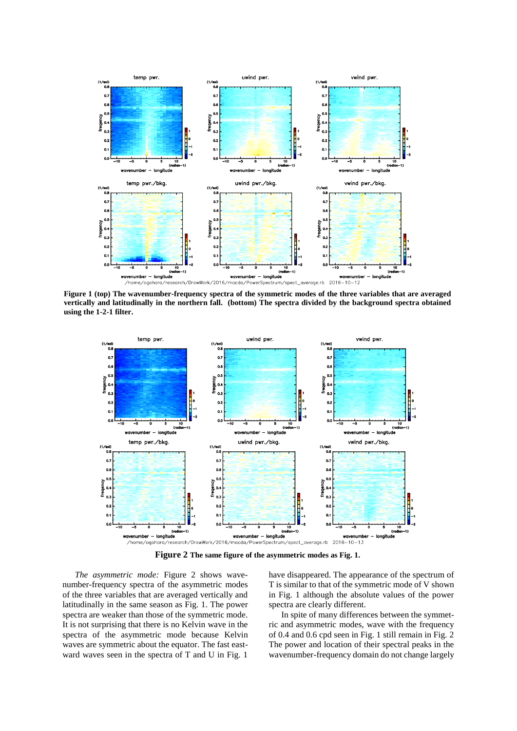**Figure 1 (top) The wavenumber-frequency spectra of the symmetric modes of the three variables that are averaged vertically and latitudinally in the northern fall. (bottom) The spectra divided by the background spectra obtained using the 1-2-1 filter.**

**Figure 2 The same figure of the asymmetric modes as Fig. 1.**

*The asymmetric mode:* Figure 2 shows wavenumber-frequency spectra of the asymmetric modes of the three variables that are averaged vertically and latitudinally in the same season as Fig. 1. The power spectra are weaker than those of the symmetric mode. It is not surprising that there is no Kelvin wave in the spectra of the asymmetric mode because Kelvin waves are symmetric about the equator. The fast eastward waves seen in the spectra of T and U in Fig. 1 have disappeared. The appearance of the spectrum of T is similar to that of the symmetric mode of V shown in Fig. 1 although the absolute values of the power spectra are clearly different.

In spite of many differences between the symmetric and asymmetric modes, wave with the frequency of 0.4 and 0.6 cpd seen in Fig. 1 still remain in Fig. 2 The power and location of their spectral peaks in the wavenumber-frequency domain do not change largely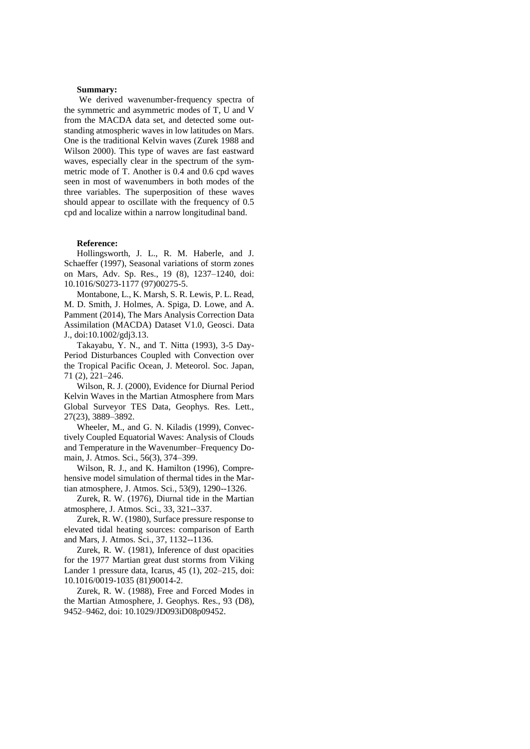**Summary:**

We derived wavenumber-frequency spectra of the symmetric and asymmetric modes of T, U and V from the MACDA data set, and detected some outstanding atmospheric waves in low latitudes on Mars. One is the traditional Kelvin waves (Zurek 1988 and Wilson 2000). This type of waves are fast eastward waves, especially clear in the spectrum of the symmetric mode of T. Another is 0.4 and 0.6 cpd waves seen in most of wavenumbers in both modes of the three variables. The superposition of these waves should appear to oscillate with the frequency of 0.5 cpd and localize within a narrow longitudinal band.

**Reference:**

Hollingsworth, J. L., R. M. Haberle, and J. Schaeffer (1997), Seasonal variations of storm zones on Mars, Adv. Sp. Res., 19 (8), 1237–1240, doi: 10.1016/S0273-1177 (97)00275-5.

Montabone, L., K. Marsh, S. R. Lewis, P. L. Read, M. D. Smith, J. Holmes, A. Spiga, D. Lowe, and A. Pamment (2014), The Mars Analysis Correction Data Assimilation (MACDA) Dataset V1.0, Geosci. Data J., doi:10.1002/gdj3.13.

Takayabu, Y. N., and T. Nitta (1993), 3-5 Day-Period Disturbances Coupled with Convection over the Tropical Pacific Ocean, J. Meteorol. Soc. Japan, 71 (2), 221–246.

Wilson, R. J. (2000), Evidence for Diurnal Period Kelvin Waves in the Martian Atmosphere from Mars Global Surveyor TES Data, Geophys. Res. Lett., 27(23), 3889–3892.

Wheeler, M., and G. N. Kiladis (1999), Convectively Coupled Equatorial Waves: Analysis of Clouds and Temperature in the Wavenumber–Frequency Domain, J. Atmos. Sci., 56(3), 374–399.

Wilson, R. J., and K. Hamilton (1996), Comprehensive model simulation of thermal tides in the Martian atmosphere, J. Atmos. Sci., 53(9), 1290--1326.

Zurek, R. W. (1976), Diurnal tide in the Martian atmosphere, J. Atmos. Sci., 33, 321--337.

Zurek, R. W. (1980), Surface pressure response to elevated tidal heating sources: comparison of Earth and Mars, J. Atmos. Sci., 37, 1132--1136.

Zurek, R. W. (1981), Inference of dust opacities for the 1977 Martian great dust storms from Viking Lander 1 pressure data, Icarus, 45 (1), 202–215, doi: 10.1016/0019-1035 (81)90014-2.

Zurek, R. W. (1988), Free and Forced Modes in the Martian Atmosphere, J. Geophys. Res., 93 (D8), 9452–9462, doi: 10.1029/JD093iD08p09452.